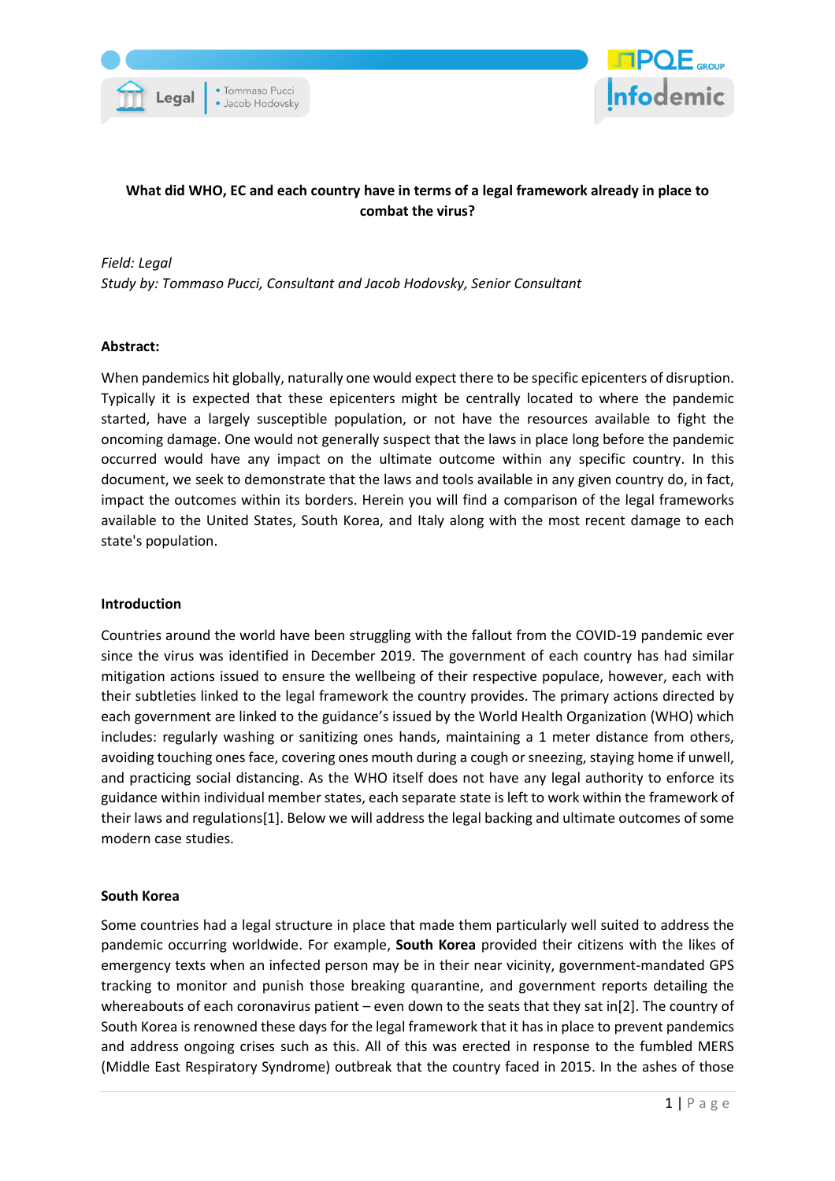**What did WHO, EC and each country have in terms of a legal framework already in place to combat the virus?**

*Field: Legal*
*Study by: Tommaso Pucci, Consultant and Jacob Hodovsky, Senior Consultant*

**Abstract:**

When pandemics hit globally, naturally one would expect there to be specific epicenters of disruption. Typically it is expected that these epicenters might be centrally located to where the pandemic started, have a largely susceptible population, or not have the resources available to fight the oncoming damage. One would not generally suspect that the laws in place long before the pandemic occurred would have any impact on the ultimate outcome within any specific country. In this document, we seek to demonstrate that the laws and tools available in any given country do, in fact, impact the outcomes within its borders. Herein you will find a comparison of the legal frameworks available to the United States, South Korea, and Italy along with the most recent damage to each state's population.

**Introduction**

Countries around the world have been struggling with the fallout from the COVID-19 pandemic ever since the virus was identified in December 2019. The government of each country has had similar mitigation actions issued to ensure the wellbeing of their respective populace, however, each with their subtleties linked to the legal framework the country provides. The primary actions directed by each government are linked to the guidance's issued by the World Health Organization (WHO) which includes: regularly washing or sanitizing ones hands, maintaining a 1 meter distance from others, avoiding touching ones face, covering ones mouth during a cough or sneezing, staying home if unwell, and practicing social distancing. As the WHO itself does not have any legal authority to enforce its guidance within individual member states, each separate state is left to work within the framework of their laws and regulations[1]. Below we will address the legal backing and ultimate outcomes of some modern case studies.

**South Korea**

Some countries had a legal structure in place that made them particularly well suited to address the pandemic occurring worldwide. For example, **South Korea** provided their citizens with the likes of emergency texts when an infected person may be in their near vicinity, government-mandated GPS tracking to monitor and punish those breaking quarantine, and government reports detailing the whereabouts of each coronavirus patient – even down to the seats that they sat in[2]. The country of South Korea is renowned these days for the legal framework that it has in place to prevent pandemics and address ongoing crises such as this. All of this was erected in response to the fumbled MERS (Middle East Respiratory Syndrome) outbreak that the country faced in 2015. In the ashes of those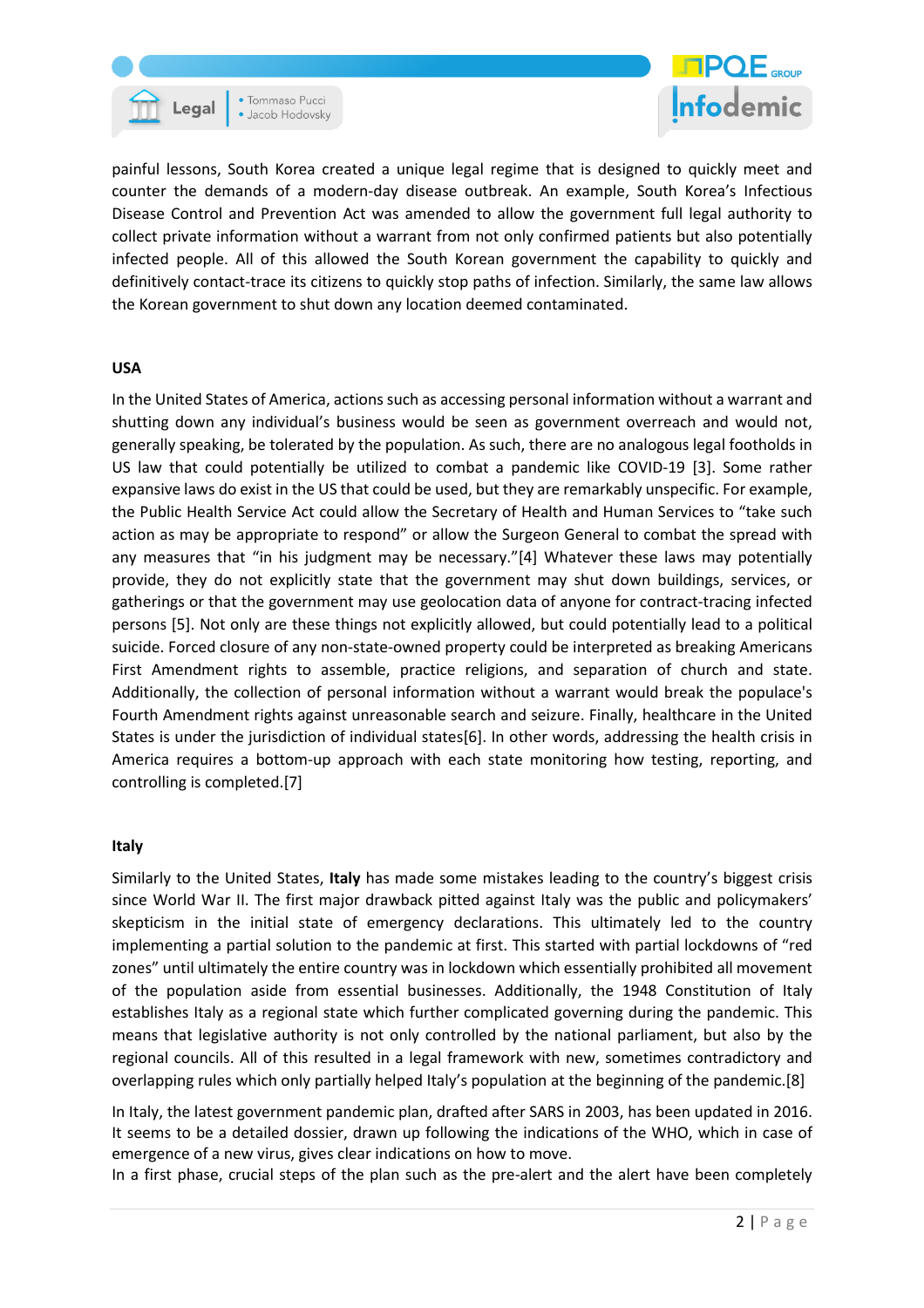painful lessons, South Korea created a unique legal regime that is designed to quickly meet and counter the demands of a modern-day disease outbreak. An example, South Korea's Infectious Disease Control and Prevention Act was amended to allow the government full legal authority to collect private information without a warrant from not only confirmed patients but also potentially infected people. All of this allowed the South Korean government the capability to quickly and definitively contact-trace its citizens to quickly stop paths of infection. Similarly, the same law allows the Korean government to shut down any location deemed contaminated.

**USA**

In the United States of America, actions such as accessing personal information without a warrant and shutting down any individual's business would be seen as government overreach and would not, generally speaking, be tolerated by the population. As such, there are no analogous legal footholds in US law that could potentially be utilized to combat a pandemic like COVID-19 [3]. Some rather expansive laws do exist in the US that could be used, but they are remarkably unspecific. For example, the Public Health Service Act could allow the Secretary of Health and Human Services to "take such action as may be appropriate to respond" or allow the Surgeon General to combat the spread with any measures that "in his judgment may be necessary."[4] Whatever these laws may potentially provide, they do not explicitly state that the government may shut down buildings, services, or gatherings or that the government may use geolocation data of anyone for contract-tracing infected persons [5]. Not only are these things not explicitly allowed, but could potentially lead to a political suicide. Forced closure of any non-state-owned property could be interpreted as breaking Americans First Amendment rights to assemble, practice religions, and separation of church and state. Additionally, the collection of personal information without a warrant would break the populace's Fourth Amendment rights against unreasonable search and seizure. Finally, healthcare in the United States is under the jurisdiction of individual states[6]. In other words, addressing the health crisis in America requires a bottom-up approach with each state monitoring how testing, reporting, and controlling is completed.[7]

**Italy**

Similarly to the United States, **Italy** has made some mistakes leading to the country's biggest crisis since World War II. The first major drawback pitted against Italy was the public and policymakers' skepticism in the initial state of emergency declarations. This ultimately led to the country implementing a partial solution to the pandemic at first. This started with partial lockdowns of "red zones" until ultimately the entire country was in lockdown which essentially prohibited all movement of the population aside from essential businesses. Additionally, the 1948 Constitution of Italy establishes Italy as a regional state which further complicated governing during the pandemic. This means that legislative authority is not only controlled by the national parliament, but also by the regional councils. All of this resulted in a legal framework with new, sometimes contradictory and overlapping rules which only partially helped Italy's population at the beginning of the pandemic.[8]

In Italy, the latest government pandemic plan, drafted after SARS in 2003, has been updated in 2016. It seems to be a detailed dossier, drawn up following the indications of the WHO, which in case of emergence of a new virus, gives clear indications on how to move.
In a first phase, crucial steps of the plan such as the pre-alert and the alert have been completely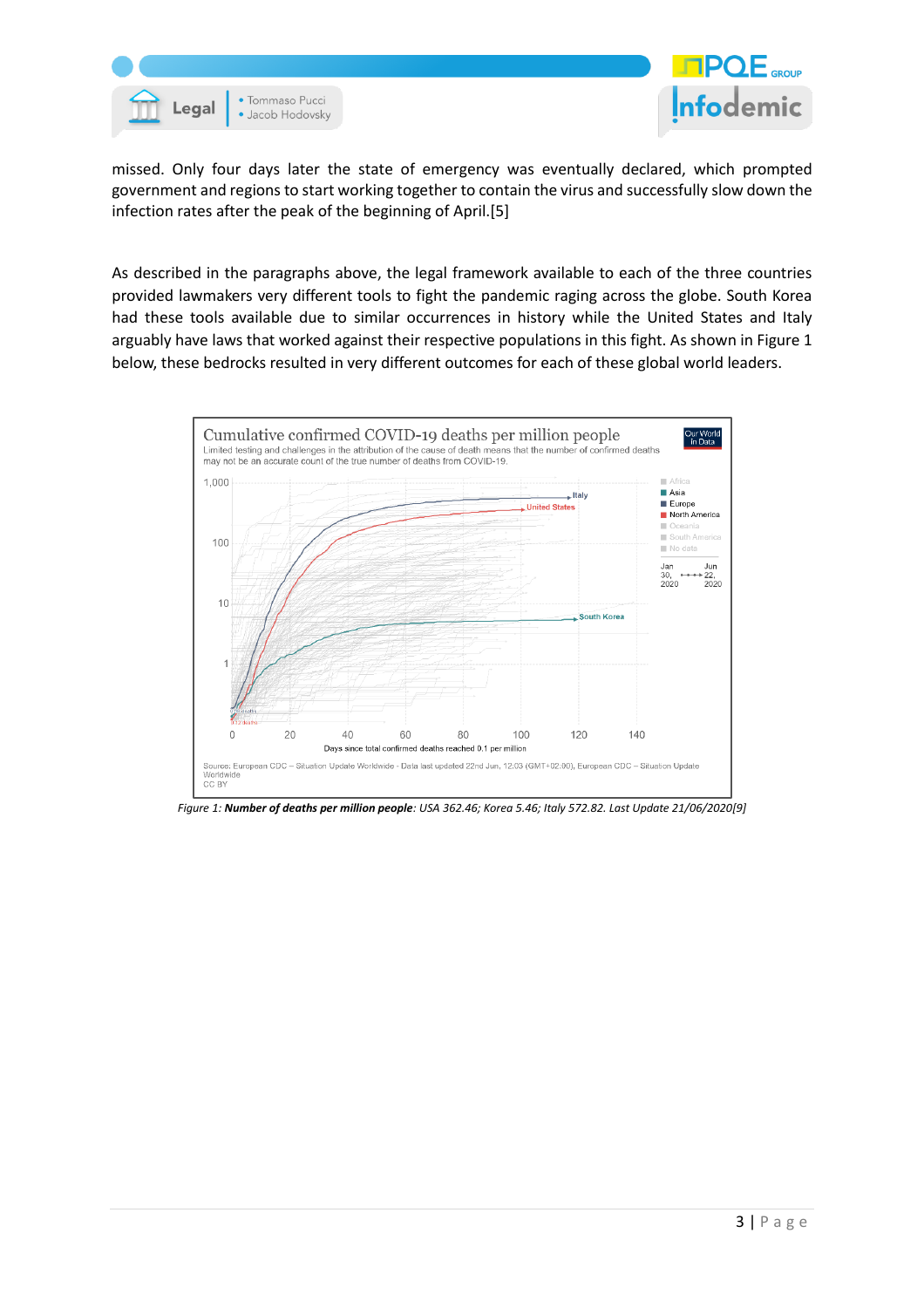missed. Only four days later the state of emergency was eventually declared, which prompted government and regions to start working together to contain the virus and successfully slow down the infection rates after the peak of the beginning of April.[5]

As described in the paragraphs above, the legal framework available to each of the three countries provided lawmakers very different tools to fight the pandemic raging across the globe. South Korea had these tools available due to similar occurrences in history while the United States and Italy arguably have laws that worked against their respective populations in this fight. As shown in Figure 1 below, these bedrocks resulted in very different outcomes for each of these global world leaders.

Cumulative confirmed COVID-19 deaths per million people

Limited testing and challenges in the attribution of the cause of death means that the number of confirmed deaths may not be an accurate count of the true number of deaths from COVID-19.

Our World in Data

1,000
100
10
1

Italy
United States
South Korea

Africa
Asia
Europe
North America
Oceania
South America
No data

Jan 30, 2020
Jun 22, 2020

0 20 40 60 80 100 120 140

Days since total confirmed deaths reached 0.1 per million

Source: European CDC – Situation Update Worldwide - Data last updated 22nd Jun, 12:03 (GMT+02:00), European CDC – Situation Update Worldwide
CC BY

*Figure 1: **Number of deaths per million people**: USA 362.46; Korea 5.46; Italy 572.82. Last Update 21/06/2020[9]*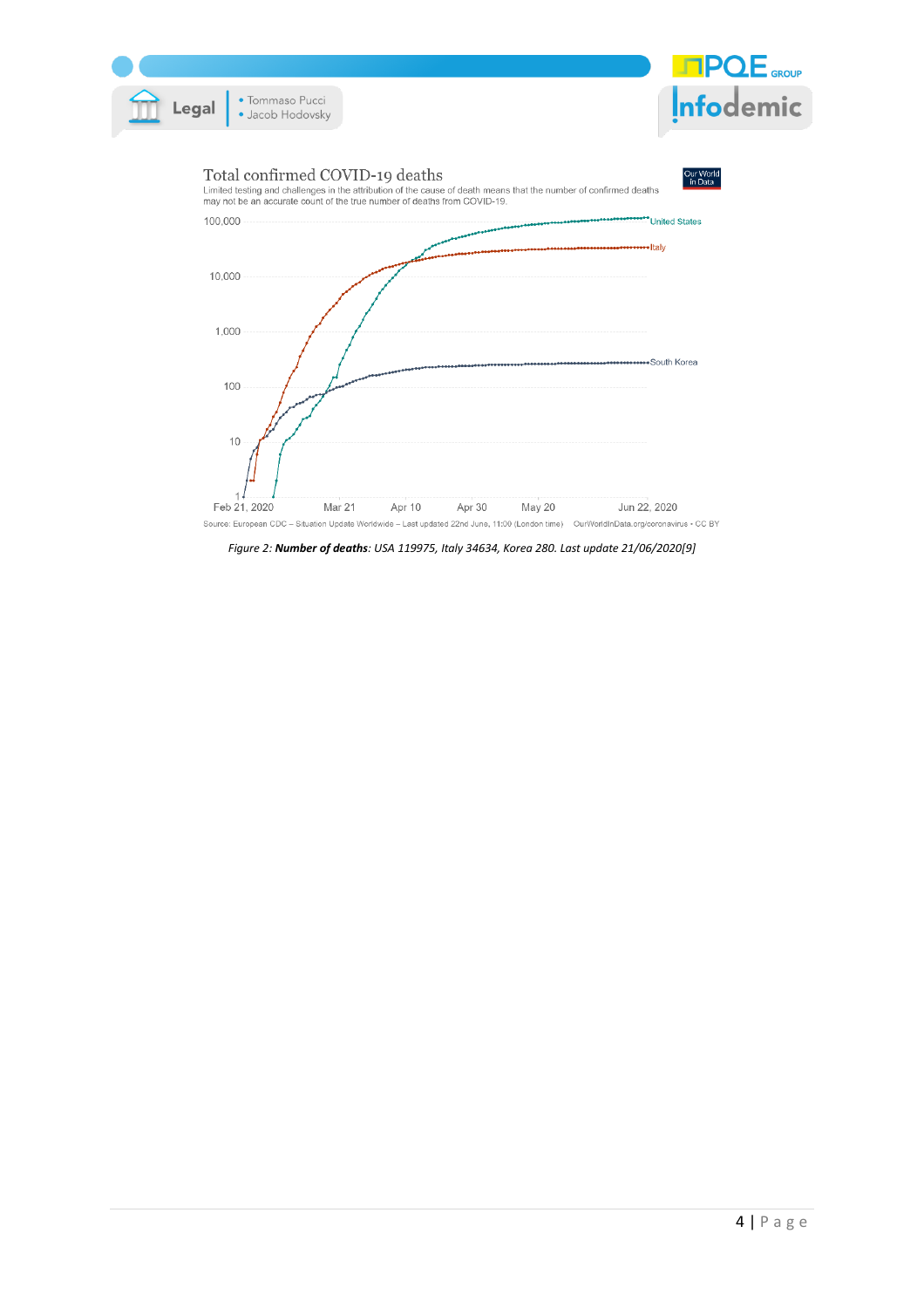Total confirmed COVID-19 deaths

Limited testing and challenges in the attribution of the cause of death means that the number of confirmed deaths may not be an accurate count of the true number of deaths from COVID-19.

Our World in Data

100,000
10,000
1,000
100
10
1

United States
Italy
South Korea

Feb 21, 2020
Mar 21
Apr 10
Apr 30
May 20
Jun 22, 2020

Source: European CDC – Situation Update Worldwide – Last updated 22nd June, 11:00 (London time)
OurWorldInData.org/coronavirus • CC BY

*Figure 2: **Number of deaths**: USA 119975, Italy 34634, Korea 280. Last update 21/06/2020[9]*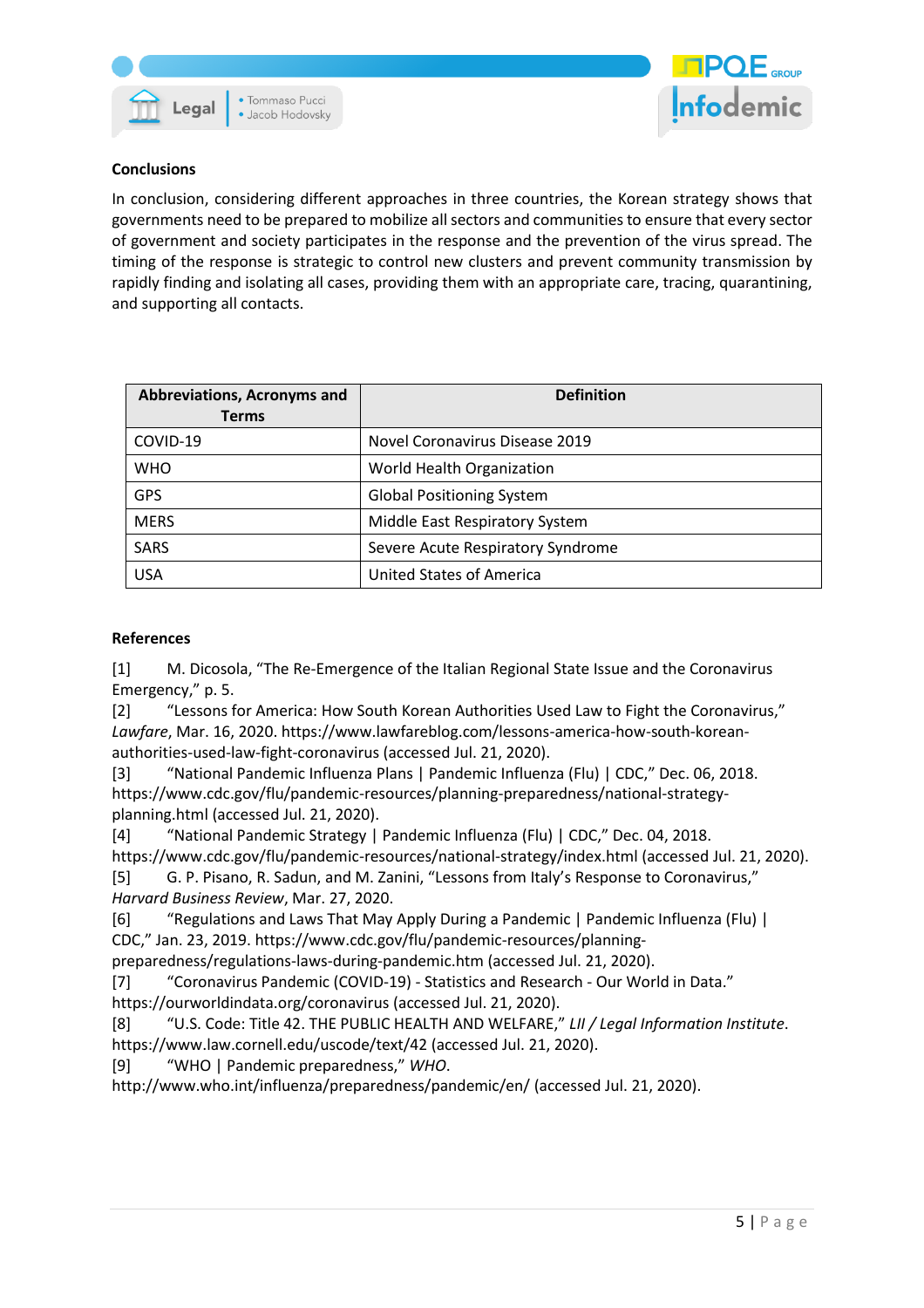**Conclusions**

In conclusion, considering different approaches in three countries, the Korean strategy shows that governments need to be prepared to mobilize all sectors and communities to ensure that every sector of government and society participates in the response and the prevention of the virus spread. The timing of the response is strategic to control new clusters and prevent community transmission by rapidly finding and isolating all cases, providing them with an appropriate care, tracing, quarantining, and supporting all contacts.

| Abbreviations, Acronyms and Terms | Definition |
|---|---|
| COVID-19 | Novel Coronavirus Disease 2019 |
| WHO | World Health Organization |
| GPS | Global Positioning System |
| MERS | Middle East Respiratory System |
| SARS | Severe Acute Respiratory Syndrome |
| USA | United States of America |

**References**

[1] M. Dicosola, “The Re-Emergence of the Italian Regional State Issue and the Coronavirus Emergency,” p. 5.

[2] “Lessons for America: How South Korean Authorities Used Law to Fight the Coronavirus,” *Lawfare*, Mar. 16, 2020. https://www.lawfareblog.com/lessons-america-how-south-korean-authorities-used-law-fight-coronavirus (accessed Jul. 21, 2020).

[3] “National Pandemic Influenza Plans | Pandemic Influenza (Flu) | CDC,” Dec. 06, 2018. https://www.cdc.gov/flu/pandemic-resources/planning-preparedness/national-strategy-planning.html (accessed Jul. 21, 2020).

[4] “National Pandemic Strategy | Pandemic Influenza (Flu) | CDC,” Dec. 04, 2018. https://www.cdc.gov/flu/pandemic-resources/national-strategy/index.html (accessed Jul. 21, 2020).

[5] G. P. Pisano, R. Sadun, and M. Zanini, “Lessons from Italy’s Response to Coronavirus,” *Harvard Business Review*, Mar. 27, 2020.

[6] “Regulations and Laws That May Apply During a Pandemic | Pandemic Influenza (Flu) | CDC,” Jan. 23, 2019. https://www.cdc.gov/flu/pandemic-resources/planning-preparedness/regulations-laws-during-pandemic.htm (accessed Jul. 21, 2020).

[7] “Coronavirus Pandemic (COVID-19) - Statistics and Research - Our World in Data.” https://ourworldindata.org/coronavirus (accessed Jul. 21, 2020).

[8] “U.S. Code: Title 42. THE PUBLIC HEALTH AND WELFARE,” *LII / Legal Information Institute*. https://www.law.cornell.edu/uscode/text/42 (accessed Jul. 21, 2020).

[9] “WHO | Pandemic preparedness,” *WHO*. http://www.who.int/influenza/preparedness/pandemic/en/ (accessed Jul. 21, 2020).